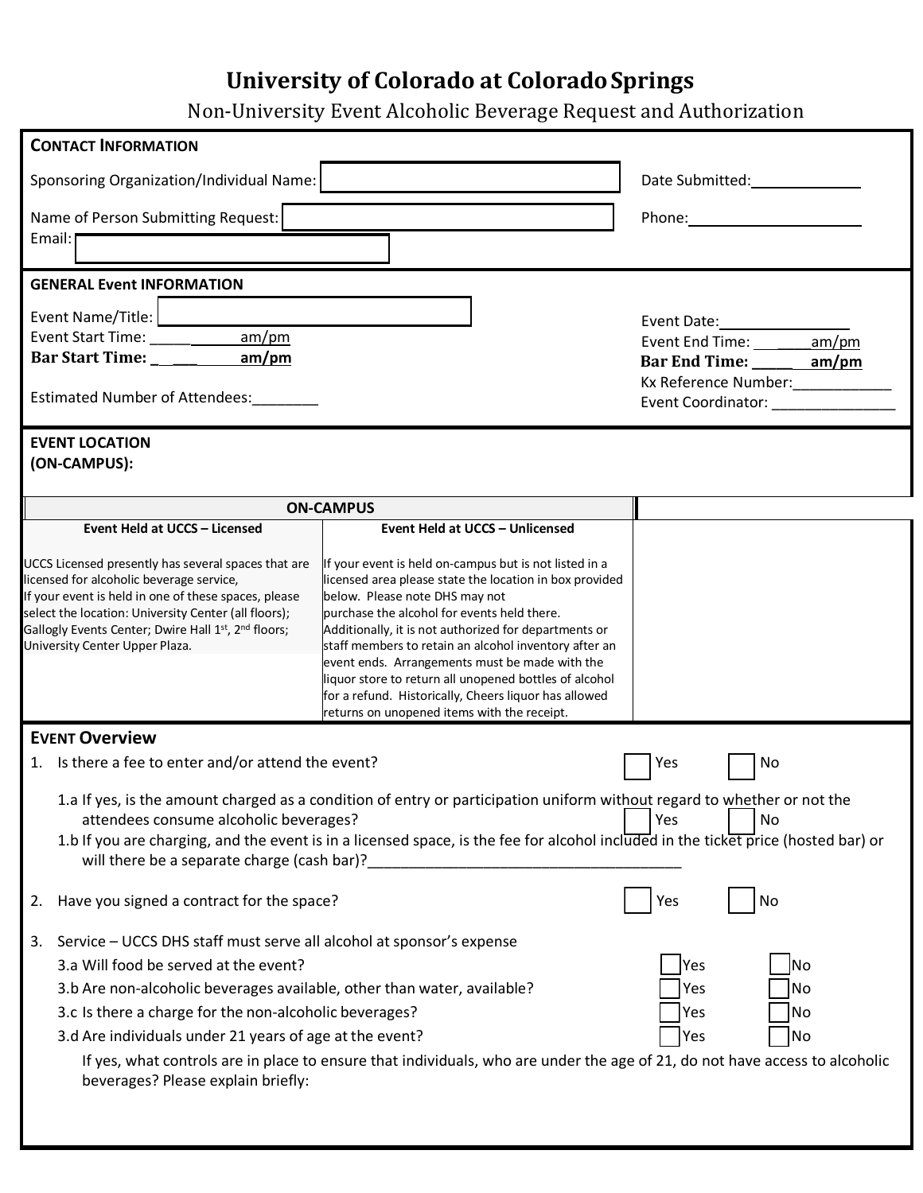# University of Colorado at Colorado Springs

## Non-University Event Alcoholic Beverage Request and Authorization

### CONTACT INFORMATION

Sponsoring Organization/Individual Name: ______________________ Date Submitted: ____________

Name of Person Submitting Request: ______________________ Phone: ____________________

Email: ______________________

### GENERAL Event INFORMATION

Event Name/Title: ______________________ Event Date: ______________

Event Start Time: ______ am/pm Event End Time: ______ am/pm

**Bar Start Time: ______ am/pm** **Bar End Time: ______ am/pm**

Kx Reference Number: ____________

Estimated Number of Attendees: ________ Event Coordinator: _______________

### EVENT LOCATION (ON-CAMPUS):

| ON-CAMPUS | | |
|---|---|---|
| **Event Held at UCCS – Licensed** | **Event Held at UCCS – Unlicensed** | |
| UCCS Licensed presently has several spaces that are licensed for alcoholic beverage service, If your event is held in one of these spaces, please select the location: University Center (all floors); Gallogly Events Center; Dwire Hall 1st, 2nd floors; University Center Upper Plaza. | If your event is held on-campus but is not listed in a licensed area please state the location in box provided below. Please note DHS may not purchase the alcohol for events held there. Additionally, it is not authorized for departments or staff members to retain an alcohol inventory after an event ends. Arrangements must be made with the liquor store to return all unopened bottles of alcohol for a refund. Historically, Cheers liquor has allowed returns on unopened items with the receipt. | |

### EVENT Overview

1. Is there a fee to enter and/or attend the event? ☐ Yes ☐ No

   1.a If yes, is the amount charged as a condition of entry or participation uniform without regard to whether or not the attendees consume alcoholic beverages? ☐ Yes ☐ No

   1.b If you are charging, and the event is in a licensed space, is the fee for alcohol included in the ticket price (hosted bar) or will there be a separate charge (cash bar)?_______________________________________

2. Have you signed a contract for the space? ☐ Yes ☐ No

3. Service – UCCS DHS staff must serve all alcohol at sponsor's expense

   3.a Will food be served at the event? ☐ Yes ☐ No

   3.b Are non-alcoholic beverages available, other than water, available? ☐ Yes ☐ No

   3.c Is there a charge for the non-alcoholic beverages? ☐ Yes ☐ No

   3.d Are individuals under 21 years of age at the event? ☐ Yes ☐ No

   If yes, what controls are in place to ensure that individuals, who are under the age of 21, do not have access to alcoholic beverages? Please explain briefly: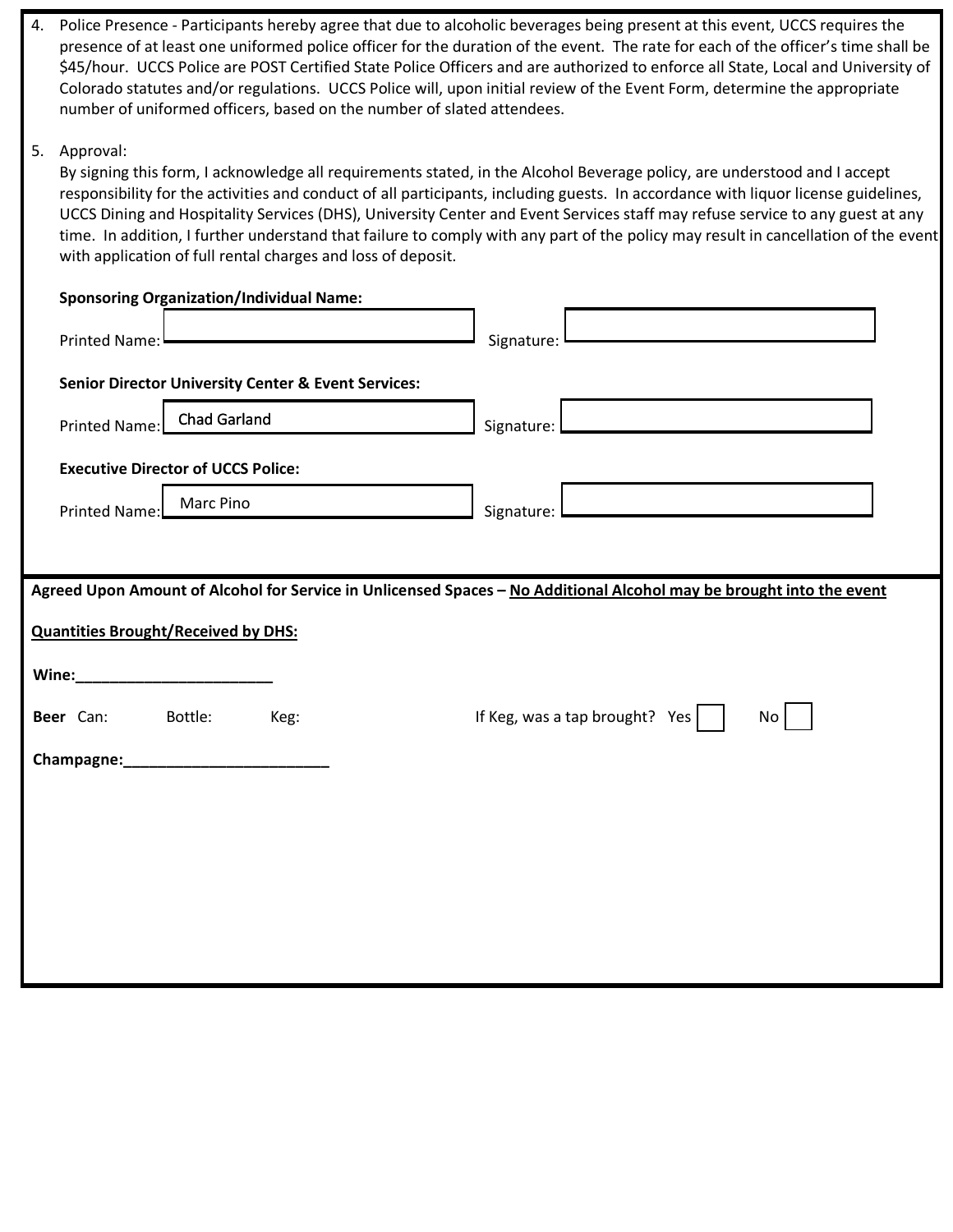4. Police Presence - Participants hereby agree that due to alcoholic beverages being present at this event, UCCS requires the presence of at least one uniformed police officer for the duration of the event. The rate for each of the officer's time shall be $45/hour. UCCS Police are POST Certified State Police Officers and are authorized to enforce all State, Local and University of Colorado statutes and/or regulations. UCCS Police will, upon initial review of the Event Form, determine the appropriate number of uniformed officers, based on the number of slated attendees.

5. Approval:
   By signing this form, I acknowledge all requirements stated, in the Alcohol Beverage policy, are understood and I accept responsibility for the activities and conduct of all participants, including guests. In accordance with liquor license guidelines, UCCS Dining and Hospitality Services (DHS), University Center and Event Services staff may refuse service to any guest at any time. In addition, I further understand that failure to comply with any part of the policy may result in cancellation of the event with application of full rental charges and loss of deposit.

   **Sponsoring Organization/Individual Name:**

   Printed Name: ____________________ Signature: ____________________

   **Senior Director University Center & Event Services:**

   Printed Name: Chad Garland Signature: ____________________

   **Executive Director of UCCS Police:**

   Printed Name: Marc Pino Signature: ____________________

**Agreed Upon Amount of Alcohol for Service in Unlicensed Spaces – <u>No Additional Alcohol may be brought into the event</u>**

**<u>Quantities Brought/Received by DHS:</u>**

**Wine:**________________________

**Beer** Can: Bottle: Keg: If Keg, was a tap brought? Yes ☐ No ☐

**Champagne:**________________________